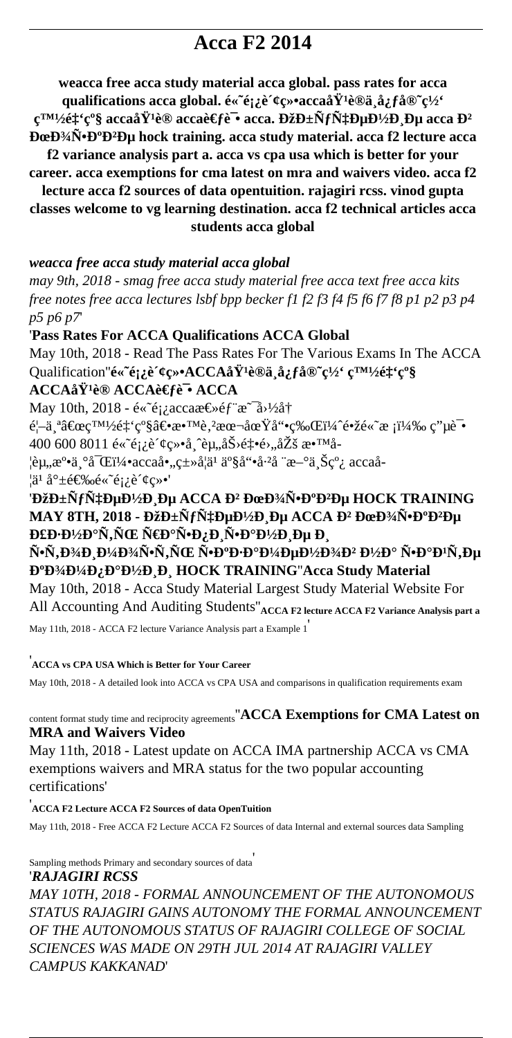# Acca F2 2014

**weacca free acca study material acca global. pass rates for acca qualifications acca global. é«˜é¡¿è´¢ç»•accaå÷¹è®ä¸å¿ƒå®˜ç½‘ ç™½é‡‘ç­ accaå÷¹è® accaè€ƒè¯• acca. ÐžÐ±ÑƒÑ‡ÐµÐ½Ð¸Ðµ acca Ð² ÐœÐ¾Ñ•ÐºÐ²Ðµ hock training. acca study material. acca f2 lecture acca f2 variance analysis part a. acca vs cpa usa which is better for your career. acca exemptions for cma latest on mra and waivers video. acca f2 lecture acca f2 sources of data opentuition. rajagiri rcss. vinod gupta classes welcome to vg learning destination. acca f2 technical articles acca students acca global**

*weacca free acca study material acca global*

*may 9th, 2018 - smag free acca study material free acca text free acca kits free notes free acca lectures lsbf bpp becker f1 f2 f3 f4 f5 f6 f7 f8 p1 p2 p3 p4 p5 p6 p7*'

'**Pass Rates For ACCA Qualifications ACCA Global**

May 10th, 2018 - Read The Pass Rates For The Various Exams In The ACCA Qualification''**é«˜é¡¿è´¢ç»•ACCAå÷¹è®ä¸å¿ƒå®˜ç½‘ ç™½é‡‘ç­ ACCAå÷¹è® ACCAè€ƒè¯• ACCA**

May 10th, 2018 - é«˜é¡¿accaæ€»éƒ¨æ˜¯ä½å† é¦–ä¸ªâ€œç™½é‡‘ç­â€•æ•™è‚²æœ¬åœŸå“•ç‰Œï¼ˆé•žé«˜æ ¡ï¼‰ç”µè¯• 400 600 8011 é«˜é¡¿è´¢ç»•å¸ˆè‚„åŠ›é‡•é›„åŽš æ•™å­¦èµ„æº•ä¸°å¯Œï¼•accaå•„ç±»å¦å¹ ä°§å“•å·² æ–°ä¸Šç º¿ accaå¦å¹ å°±é€‰é«˜é¡¿è´¢ç»•'

'**ÐžÐ±ÑƒÑ‡ÐµÐ½Ð¸Ðµ ACCA Ð² ÐœÐ¾Ñ•ÐºÐ²Ðµ HOCK TRAINING MAY 8TH, 2018 - ÐžÐ±ÑƒÑ‡ÐµÐ½Ð¸Ðµ ACCA Ð² ÐœÐ¾Ñ•ÐºÐ²Ðµ Ð£Ð·Ð½Ð°Ñ‚ÑŒ Ñ€Ð°Ñ•Ð¿Ð¸Ñ•Ð°Ð½Ð¸Ðµ Ð¸ Ñ•Ñ‚Ð¾Ð¸Ð¼Ð¾Ñ•Ñ‚ÑŒ Ñ•ÐºÐ·Ð°Ð¼ÐµÐ½Ð¾Ð² Ð½Ð° Ñ•Ð°Ð¹Ñ‚Ðµ ÐºÐ¾Ð¼Ð¿Ð°Ð½Ð¸Ð¸ HOCK TRAINING**''**Acca Study Material**

May 10th, 2018 - Acca Study Material Largest Study Material Website For All Accounting And Auditing Students''**ACCA F2 lecture ACCA F2 Variance Analysis part a**

May 11th, 2018 - ACCA F2 lecture Variance Analysis part a Example 1'

'**ACCA vs CPA USA Which is Better for Your Career**

May 10th, 2018 - A detailed look into ACCA vs CPA USA and comparisons in qualification requirements exam content format study time and reciprocity agreements''**ACCA Exemptions for CMA Latest on MRA and Waivers Video**

May 11th, 2018 - Latest update on ACCA IMA partnership ACCA vs CMA exemptions waivers and MRA status for the two popular accounting certifications'

'**ACCA F2 Lecture ACCA F2 Sources of data OpenTuition**

May 11th, 2018 - Free ACCA F2 Lecture ACCA F2 Sources of data Internal and external sources data Sampling Sampling methods Primary and secondary sources of data'

'*RAJAGIRI RCSS*

*MAY 10TH, 2018 - FORMAL ANNOUNCEMENT OF THE AUTONOMOUS STATUS RAJAGIRI GAINS AUTONOMY THE FORMAL ANNOUNCEMENT OF THE AUTONOMOUS STATUS OF RAJAGIRI COLLEGE OF SOCIAL SCIENCES WAS MADE ON 29TH JUL 2014 AT RAJAGIRI VALLEY CAMPUS KAKKANAD*'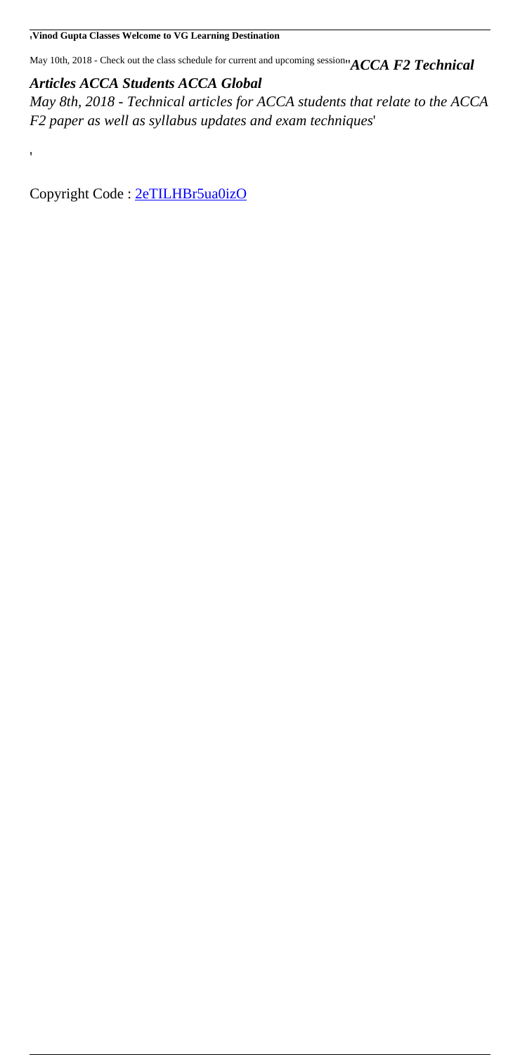'**Vinod Gupta Classes Welcome to VG Learning Destination**

May 10th, 2018 - Check out the class schedule for current and upcoming session''***ACCA F2 Technical Articles ACCA Students ACCA Global***

*May 8th, 2018 - Technical articles for ACCA students that relate to the ACCA F2 paper as well as syllabus updates and exam techniques*'

'

Copyright Code : 2eTILHBr5ua0izO